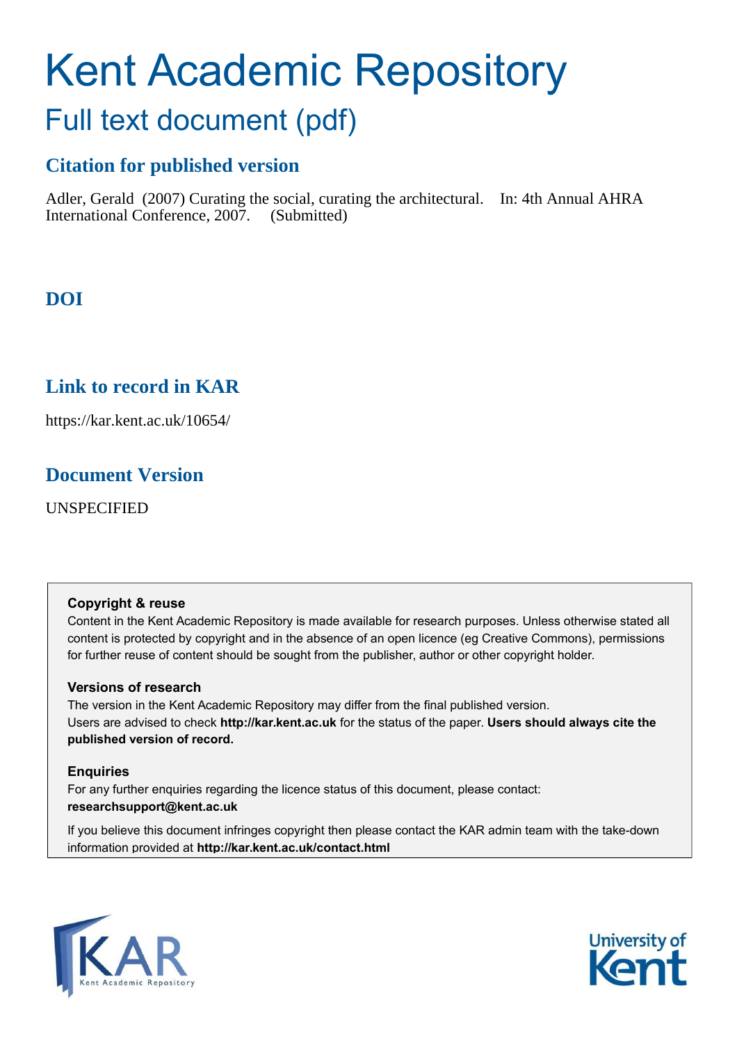# Kent Academic Repository

## Full text document (pdf)

### Citation for published version

Adler, Gerald (2007) Curating the social, curating the architectural. In: 4th Annual AHRA International Conference, 2007. (Submitted)

### DOI

### Link to record in KAR

https://kar.kent.ac.uk/10654/

### Document Version

UNSPECIFIED

**Copyright & reuse**

Content in the Kent Academic Repository is made available for research purposes. Unless otherwise stated all content is protected by copyright and in the absence of an open licence (eg Creative Commons), permissions for further reuse of content should be sought from the publisher, author or other copyright holder.

**Versions of research**

The version in the Kent Academic Repository may differ from the final published version. Users are advised to check **http://kar.kent.ac.uk** for the status of the paper. **Users should always cite the published version of record.**

**Enquiries**

For any further enquiries regarding the licence status of this document, please contact: **researchsupport@kent.ac.uk**

If you believe this document infringes copyright then please contact the KAR admin team with the take-down information provided at **http://kar.kent.ac.uk/contact.html**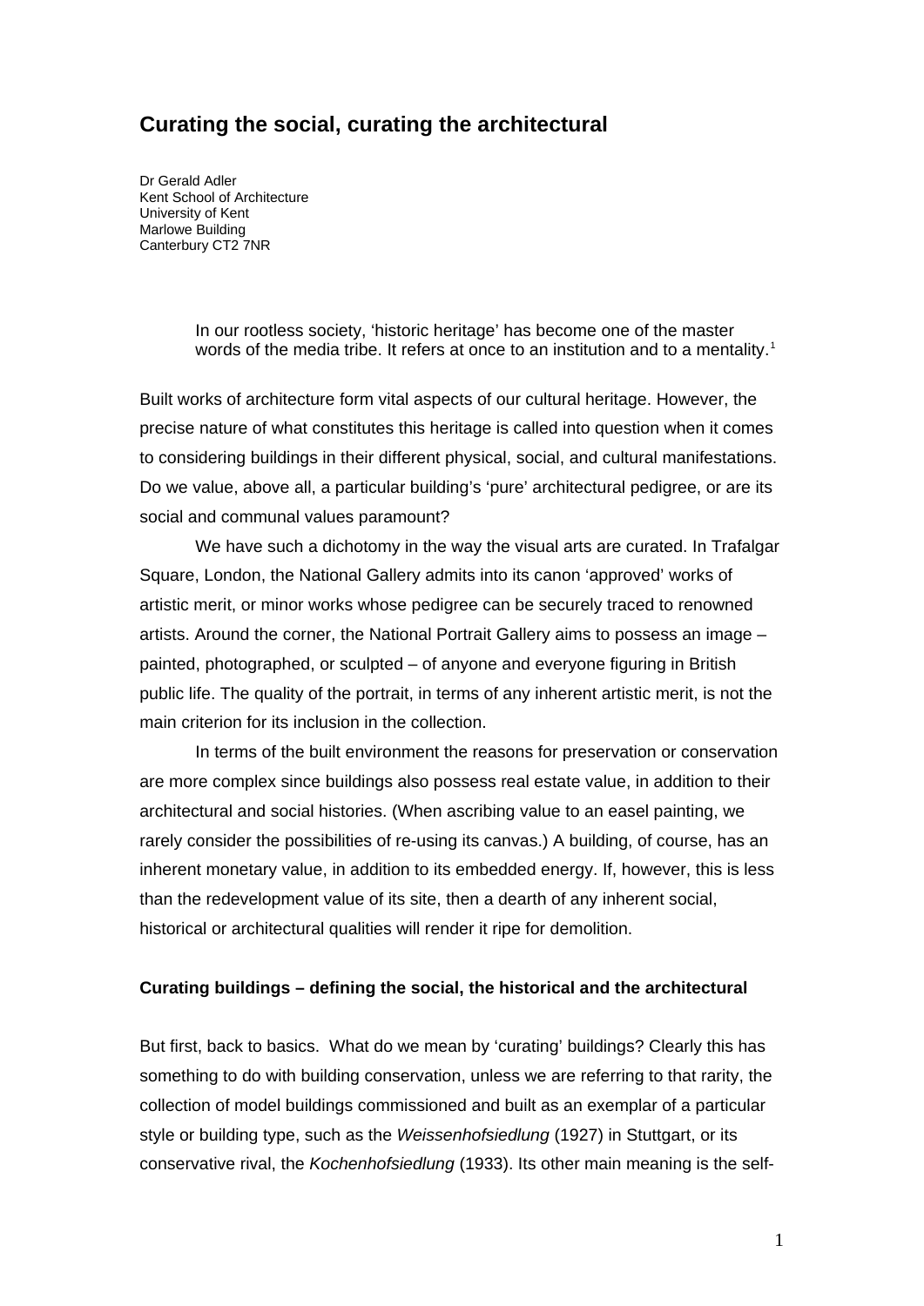# Curating the social, curating the architectural

Dr Gerald Adler
Kent School of Architecture
University of Kent
Marlowe Building
Canterbury CT2 7NR

> In our rootless society, 'historic heritage' has become one of the master words of the media tribe. It refers at once to an institution and to a mentality.[1]

Built works of architecture form vital aspects of our cultural heritage. However, the precise nature of what constitutes this heritage is called into question when it comes to considering buildings in their different physical, social, and cultural manifestations. Do we value, above all, a particular building's 'pure' architectural pedigree, or are its social and communal values paramount?

We have such a dichotomy in the way the visual arts are curated. In Trafalgar Square, London, the National Gallery admits into its canon 'approved' works of artistic merit, or minor works whose pedigree can be securely traced to renowned artists. Around the corner, the National Portrait Gallery aims to possess an image – painted, photographed, or sculpted – of anyone and everyone figuring in British public life. The quality of the portrait, in terms of any inherent artistic merit, is not the main criterion for its inclusion in the collection.

In terms of the built environment the reasons for preservation or conservation are more complex since buildings also possess real estate value, in addition to their architectural and social histories. (When ascribing value to an easel painting, we rarely consider the possibilities of re-using its canvas.) A building, of course, has an inherent monetary value, in addition to its embedded energy. If, however, this is less than the redevelopment value of its site, then a dearth of any inherent social, historical or architectural qualities will render it ripe for demolition.

### Curating buildings – defining the social, the historical and the architectural

But first, back to basics. What do we mean by 'curating' buildings? Clearly this has something to do with building conservation, unless we are referring to that rarity, the collection of model buildings commissioned and built as an exemplar of a particular style or building type, such as the *Weissenhofsiedlung* (1927) in Stuttgart, or its conservative rival, the *Kochenhofsiedlung* (1933). Its other main meaning is the self-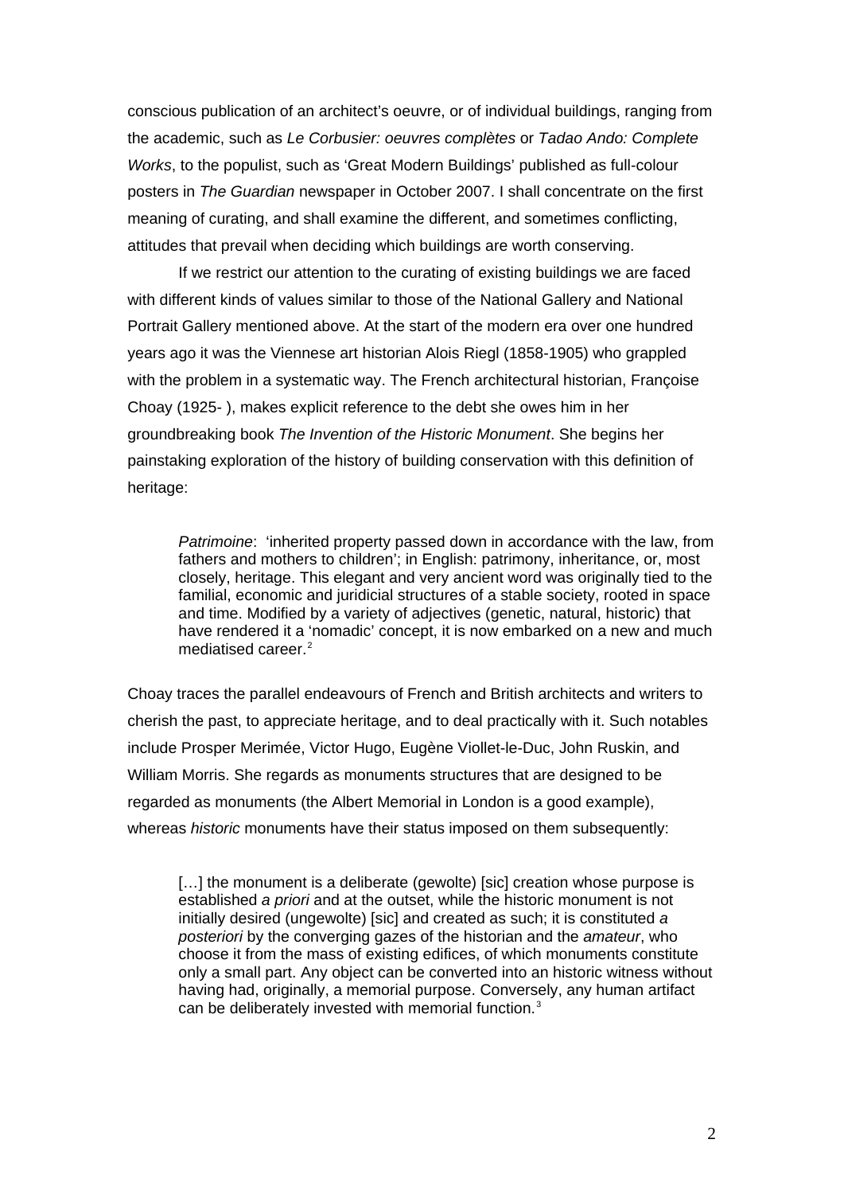conscious publication of an architect's oeuvre, or of individual buildings, ranging from the academic, such as *Le Corbusier: oeuvres complètes* or *Tadao Ando: Complete Works*, to the populist, such as 'Great Modern Buildings' published as full-colour posters in *The Guardian* newspaper in October 2007. I shall concentrate on the first meaning of curating, and shall examine the different, and sometimes conflicting, attitudes that prevail when deciding which buildings are worth conserving.

If we restrict our attention to the curating of existing buildings we are faced with different kinds of values similar to those of the National Gallery and National Portrait Gallery mentioned above. At the start of the modern era over one hundred years ago it was the Viennese art historian Alois Riegl (1858-1905) who grappled with the problem in a systematic way. The French architectural historian, Françoise Choay (1925- ), makes explicit reference to the debt she owes him in her groundbreaking book *The Invention of the Historic Monument*. She begins her painstaking exploration of the history of building conservation with this definition of heritage:

> *Patrimoine*: 'inherited property passed down in accordance with the law, from fathers and mothers to children'; in English: patrimony, inheritance, or, most closely, heritage. This elegant and very ancient word was originally tied to the familial, economic and juridicial structures of a stable society, rooted in space and time. Modified by a variety of adjectives (genetic, natural, historic) that have rendered it a 'nomadic' concept, it is now embarked on a new and much mediatised career.[2]

Choay traces the parallel endeavours of French and British architects and writers to cherish the past, to appreciate heritage, and to deal practically with it. Such notables include Prosper Merimée, Victor Hugo, Eugène Viollet-le-Duc, John Ruskin, and William Morris. She regards as monuments structures that are designed to be regarded as monuments (the Albert Memorial in London is a good example), whereas *historic* monuments have their status imposed on them subsequently:

> […] the monument is a deliberate (gewolte) [sic] creation whose purpose is established *a priori* and at the outset, while the historic monument is not initially desired (ungewolte) [sic] and created as such; it is constituted *a posteriori* by the converging gazes of the historian and the *amateur*, who choose it from the mass of existing edifices, of which monuments constitute only a small part. Any object can be converted into an historic witness without having had, originally, a memorial purpose. Conversely, any human artifact can be deliberately invested with memorial function.[3]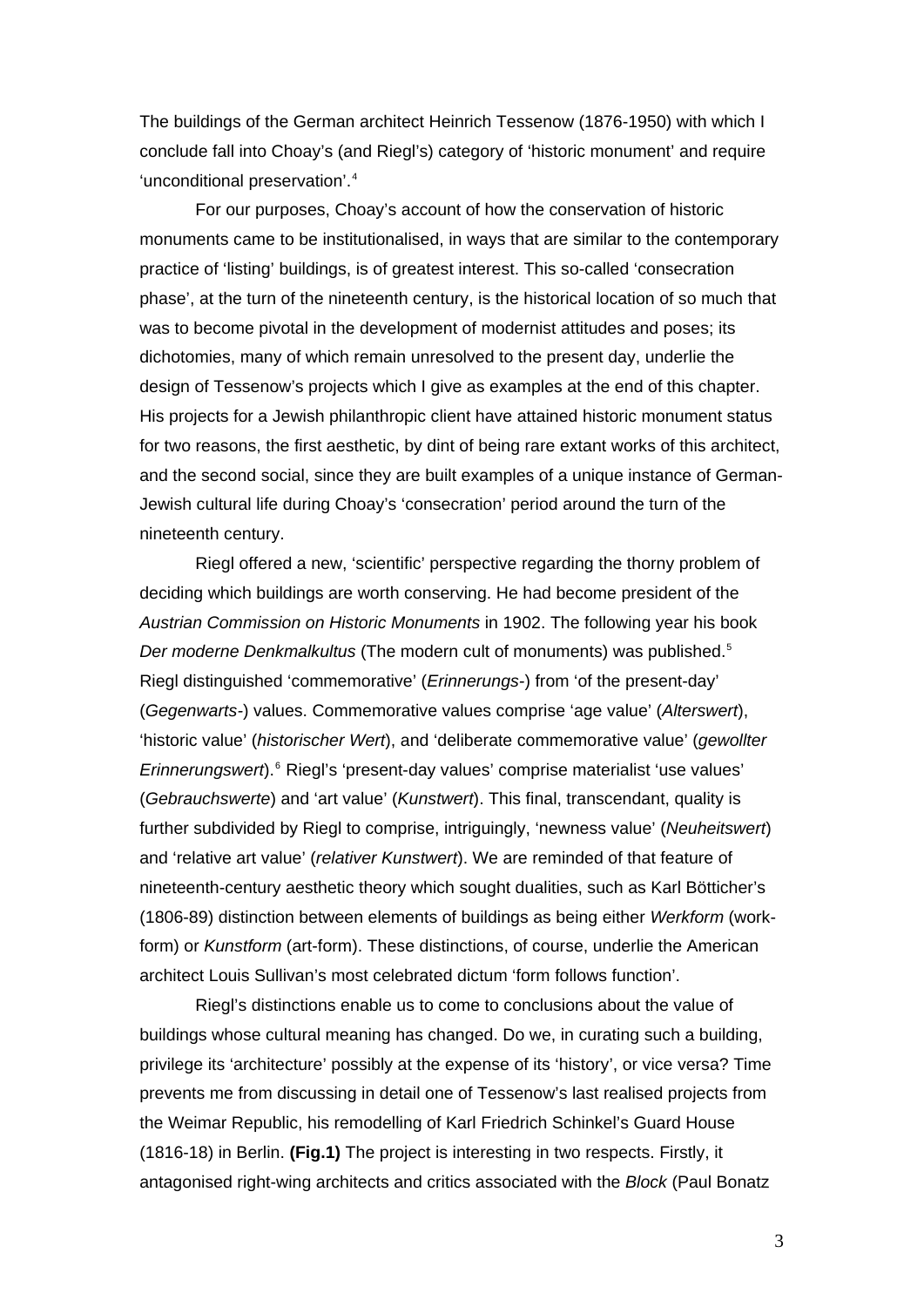The buildings of the German architect Heinrich Tessenow (1876-1950) with which I conclude fall into Choay's (and Riegl's) category of 'historic monument' and require 'unconditional preservation'.[4]

For our purposes, Choay's account of how the conservation of historic monuments came to be institutionalised, in ways that are similar to the contemporary practice of 'listing' buildings, is of greatest interest. This so-called 'consecration phase', at the turn of the nineteenth century, is the historical location of so much that was to become pivotal in the development of modernist attitudes and poses; its dichotomies, many of which remain unresolved to the present day, underlie the design of Tessenow's projects which I give as examples at the end of this chapter. His projects for a Jewish philanthropic client have attained historic monument status for two reasons, the first aesthetic, by dint of being rare extant works of this architect, and the second social, since they are built examples of a unique instance of German-Jewish cultural life during Choay's 'consecration' period around the turn of the nineteenth century.

Riegl offered a new, 'scientific' perspective regarding the thorny problem of deciding which buildings are worth conserving. He had become president of the *Austrian Commission on Historic Monuments* in 1902. The following year his book *Der moderne Denkmalkultus* (The modern cult of monuments) was published.[5] Riegl distinguished 'commemorative' (*Erinnerungs-*) from 'of the present-day' (*Gegenwarts-*) values. Commemorative values comprise 'age value' (*Alterswert*), 'historic value' (*historischer Wert*), and 'deliberate commemorative value' (*gewollter Erinnerungswert*).[6] Riegl's 'present-day values' comprise materialist 'use values' (*Gebrauchswerte*) and 'art value' (*Kunstwert*). This final, transcendant, quality is further subdivided by Riegl to comprise, intriguingly, 'newness value' (*Neuheitswert*) and 'relative art value' (*relativer Kunstwert*). We are reminded of that feature of nineteenth-century aesthetic theory which sought dualities, such as Karl Bötticher's (1806-89) distinction between elements of buildings as being either *Werkform* (work-form) or *Kunstform* (art-form). These distinctions, of course, underlie the American architect Louis Sullivan's most celebrated dictum 'form follows function'.

Riegl's distinctions enable us to come to conclusions about the value of buildings whose cultural meaning has changed. Do we, in curating such a building, privilege its 'architecture' possibly at the expense of its 'history', or vice versa? Time prevents me from discussing in detail one of Tessenow's last realised projects from the Weimar Republic, his remodelling of Karl Friedrich Schinkel's Guard House (1816-18) in Berlin. **(Fig.1)** The project is interesting in two respects. Firstly, it antagonised right-wing architects and critics associated with the *Block* (Paul Bonatz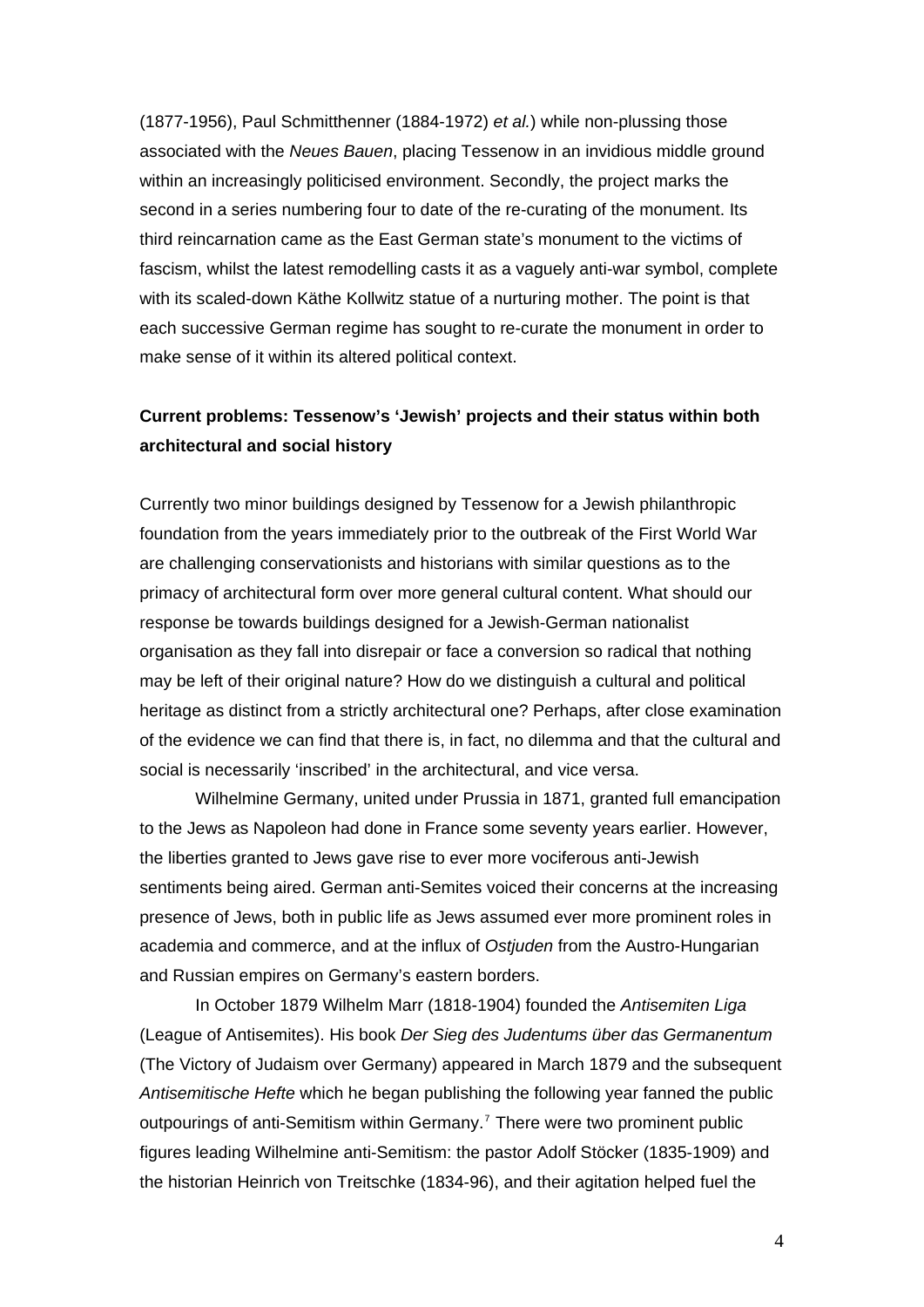(1877-1956), Paul Schmitthenner (1884-1972) *et al.*) while non-plussing those associated with the *Neues Bauen*, placing Tessenow in an invidious middle ground within an increasingly politicised environment. Secondly, the project marks the second in a series numbering four to date of the re-curating of the monument. Its third reincarnation came as the East German state's monument to the victims of fascism, whilst the latest remodelling casts it as a vaguely anti-war symbol, complete with its scaled-down Käthe Kollwitz statue of a nurturing mother. The point is that each successive German regime has sought to re-curate the monument in order to make sense of it within its altered political context.

**Current problems: Tessenow's 'Jewish' projects and their status within both architectural and social history**

Currently two minor buildings designed by Tessenow for a Jewish philanthropic foundation from the years immediately prior to the outbreak of the First World War are challenging conservationists and historians with similar questions as to the primacy of architectural form over more general cultural content. What should our response be towards buildings designed for a Jewish-German nationalist organisation as they fall into disrepair or face a conversion so radical that nothing may be left of their original nature? How do we distinguish a cultural and political heritage as distinct from a strictly architectural one? Perhaps, after close examination of the evidence we can find that there is, in fact, no dilemma and that the cultural and social is necessarily 'inscribed' in the architectural, and vice versa.

Wilhelmine Germany, united under Prussia in 1871, granted full emancipation to the Jews as Napoleon had done in France some seventy years earlier. However, the liberties granted to Jews gave rise to ever more vociferous anti-Jewish sentiments being aired. German anti-Semites voiced their concerns at the increasing presence of Jews, both in public life as Jews assumed ever more prominent roles in academia and commerce, and at the influx of *Ostjuden* from the Austro-Hungarian and Russian empires on Germany's eastern borders.

In October 1879 Wilhelm Marr (1818-1904) founded the *Antisemiten Liga* (League of Antisemites). His book *Der Sieg des Judentums über das Germanentum* (The Victory of Judaism over Germany) appeared in March 1879 and the subsequent *Antisemitische Hefte* which he began publishing the following year fanned the public outpourings of anti-Semitism within Germany.[7] There were two prominent public figures leading Wilhelmine anti-Semitism: the pastor Adolf Stöcker (1835-1909) and the historian Heinrich von Treitschke (1834-96), and their agitation helped fuel the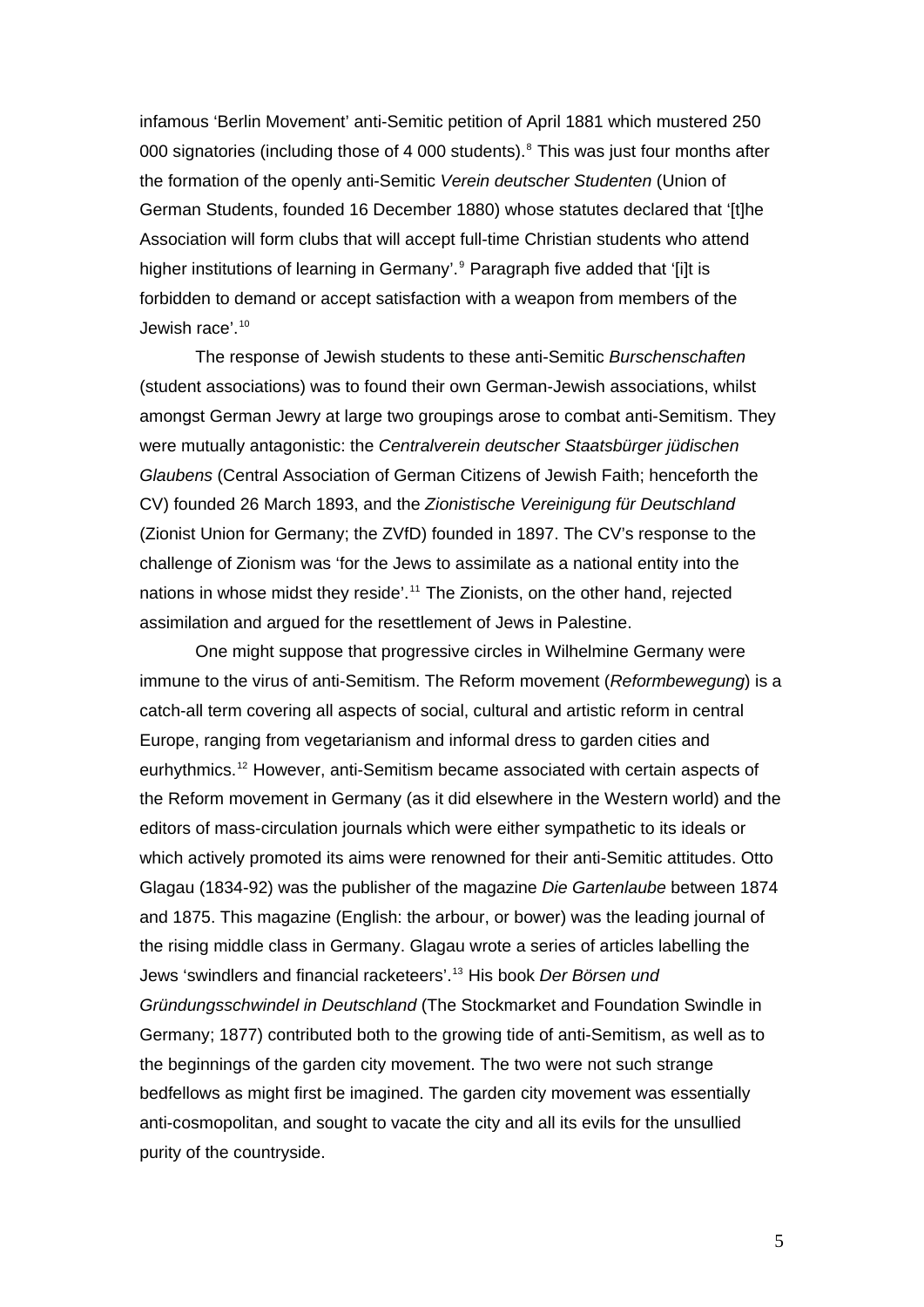infamous 'Berlin Movement' anti-Semitic petition of April 1881 which mustered 250 000 signatories (including those of 4 000 students).[8] This was just four months after the formation of the openly anti-Semitic *Verein deutscher Studenten* (Union of German Students, founded 16 December 1880) whose statutes declared that '[t]he Association will form clubs that will accept full-time Christian students who attend higher institutions of learning in Germany'.[9] Paragraph five added that '[i]t is forbidden to demand or accept satisfaction with a weapon from members of the Jewish race'.[10]

The response of Jewish students to these anti-Semitic *Burschenschaften* (student associations) was to found their own German-Jewish associations, whilst amongst German Jewry at large two groupings arose to combat anti-Semitism. They were mutually antagonistic: the *Centralverein deutscher Staatsbürger jüdischen Glaubens* (Central Association of German Citizens of Jewish Faith; henceforth the CV) founded 26 March 1893, and the *Zionistische Vereinigung für Deutschland* (Zionist Union for Germany; the ZVfD) founded in 1897. The CV's response to the challenge of Zionism was 'for the Jews to assimilate as a national entity into the nations in whose midst they reside'.[11] The Zionists, on the other hand, rejected assimilation and argued for the resettlement of Jews in Palestine.

One might suppose that progressive circles in Wilhelmine Germany were immune to the virus of anti-Semitism. The Reform movement (*Reformbewegung*) is a catch-all term covering all aspects of social, cultural and artistic reform in central Europe, ranging from vegetarianism and informal dress to garden cities and eurhythmics.[12] However, anti-Semitism became associated with certain aspects of the Reform movement in Germany (as it did elsewhere in the Western world) and the editors of mass-circulation journals which were either sympathetic to its ideals or which actively promoted its aims were renowned for their anti-Semitic attitudes. Otto Glagau (1834-92) was the publisher of the magazine *Die Gartenlaube* between 1874 and 1875. This magazine (English: the arbour, or bower) was the leading journal of the rising middle class in Germany. Glagau wrote a series of articles labelling the Jews 'swindlers and financial racketeers'.[13] His book *Der Börsen und Gründungsschwindel in Deutschland* (The Stockmarket and Foundation Swindle in Germany; 1877) contributed both to the growing tide of anti-Semitism, as well as to the beginnings of the garden city movement. The two were not such strange bedfellows as might first be imagined. The garden city movement was essentially anti-cosmopolitan, and sought to vacate the city and all its evils for the unsullied purity of the countryside.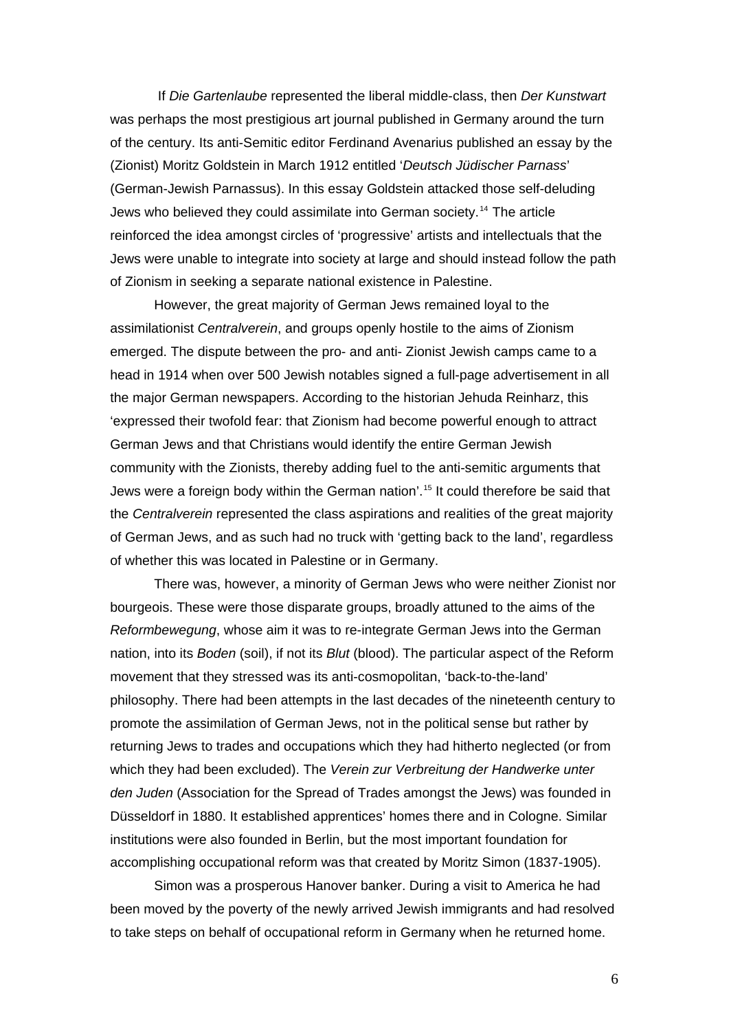If *Die Gartenlaube* represented the liberal middle-class, then *Der Kunstwart* was perhaps the most prestigious art journal published in Germany around the turn of the century. Its anti-Semitic editor Ferdinand Avenarius published an essay by the (Zionist) Moritz Goldstein in March 1912 entitled '*Deutsch Jüdischer Parnass*' (German-Jewish Parnassus). In this essay Goldstein attacked those self-deluding Jews who believed they could assimilate into German society.[14] The article reinforced the idea amongst circles of 'progressive' artists and intellectuals that the Jews were unable to integrate into society at large and should instead follow the path of Zionism in seeking a separate national existence in Palestine.

However, the great majority of German Jews remained loyal to the assimilationist *Centralverein*, and groups openly hostile to the aims of Zionism emerged. The dispute between the pro- and anti- Zionist Jewish camps came to a head in 1914 when over 500 Jewish notables signed a full-page advertisement in all the major German newspapers. According to the historian Jehuda Reinharz, this 'expressed their twofold fear: that Zionism had become powerful enough to attract German Jews and that Christians would identify the entire German Jewish community with the Zionists, thereby adding fuel to the anti-semitic arguments that Jews were a foreign body within the German nation'.[15] It could therefore be said that the *Centralverein* represented the class aspirations and realities of the great majority of German Jews, and as such had no truck with 'getting back to the land', regardless of whether this was located in Palestine or in Germany.

There was, however, a minority of German Jews who were neither Zionist nor bourgeois. These were those disparate groups, broadly attuned to the aims of the *Reformbewegung*, whose aim it was to re-integrate German Jews into the German nation, into its *Boden* (soil), if not its *Blut* (blood). The particular aspect of the Reform movement that they stressed was its anti-cosmopolitan, 'back-to-the-land' philosophy. There had been attempts in the last decades of the nineteenth century to promote the assimilation of German Jews, not in the political sense but rather by returning Jews to trades and occupations which they had hitherto neglected (or from which they had been excluded). The *Verein zur Verbreitung der Handwerke unter den Juden* (Association for the Spread of Trades amongst the Jews) was founded in Düsseldorf in 1880. It established apprentices' homes there and in Cologne. Similar institutions were also founded in Berlin, but the most important foundation for accomplishing occupational reform was that created by Moritz Simon (1837-1905).

Simon was a prosperous Hanover banker. During a visit to America he had been moved by the poverty of the newly arrived Jewish immigrants and had resolved to take steps on behalf of occupational reform in Germany when he returned home.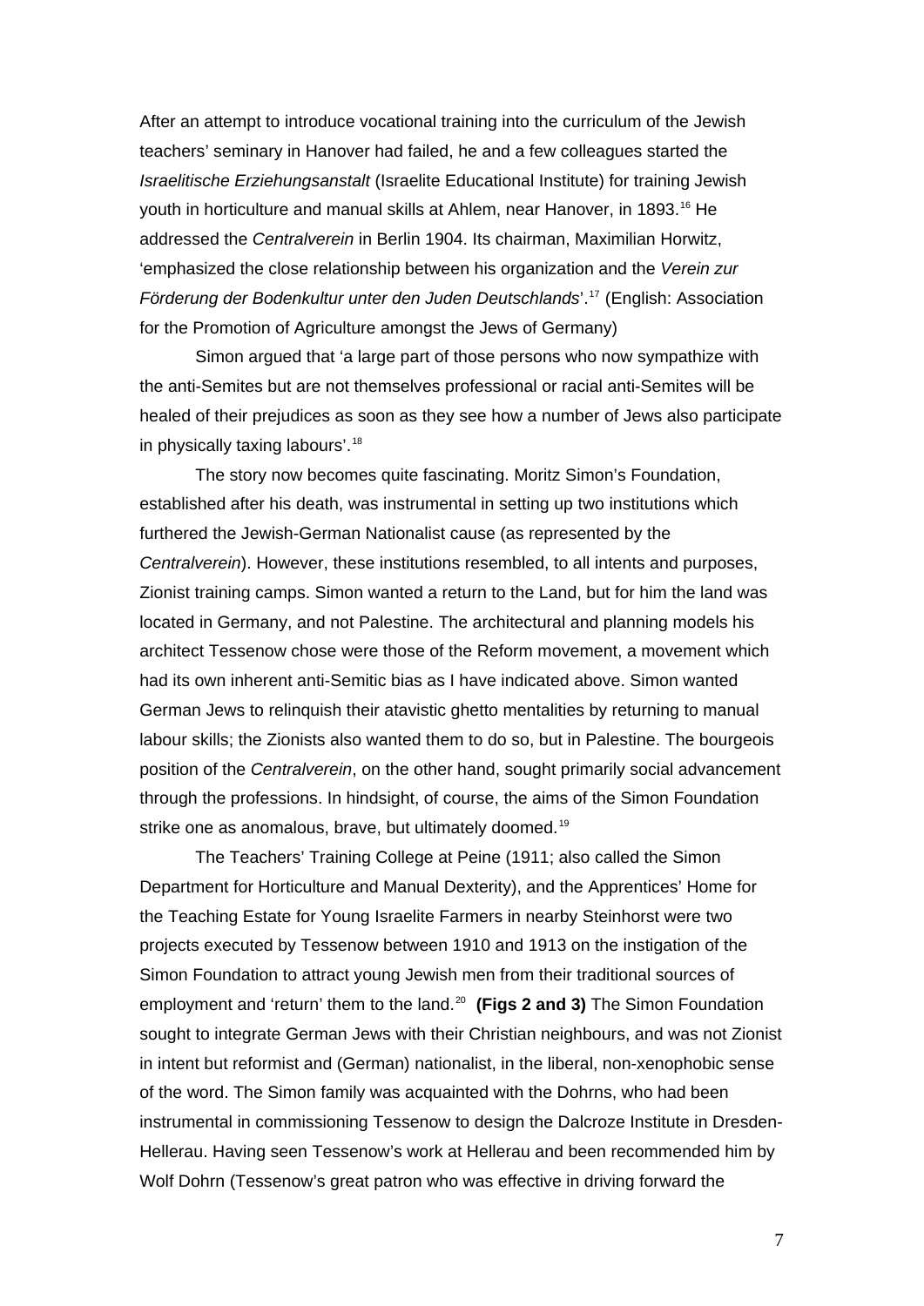After an attempt to introduce vocational training into the curriculum of the Jewish teachers' seminary in Hanover had failed, he and a few colleagues started the *Israelitische Erziehungsanstalt* (Israelite Educational Institute) for training Jewish youth in horticulture and manual skills at Ahlem, near Hanover, in 1893.[16] He addressed the *Centralverein* in Berlin 1904. Its chairman, Maximilian Horwitz, 'emphasized the close relationship between his organization and the *Verein zur Förderung der Bodenkultur unter den Juden Deutschlands*'.[17] (English: Association for the Promotion of Agriculture amongst the Jews of Germany)

Simon argued that 'a large part of those persons who now sympathize with the anti-Semites but are not themselves professional or racial anti-Semites will be healed of their prejudices as soon as they see how a number of Jews also participate in physically taxing labours'.[18]

The story now becomes quite fascinating. Moritz Simon's Foundation, established after his death, was instrumental in setting up two institutions which furthered the Jewish-German Nationalist cause (as represented by the *Centralverein*). However, these institutions resembled, to all intents and purposes, Zionist training camps. Simon wanted a return to the Land, but for him the land was located in Germany, and not Palestine. The architectural and planning models his architect Tessenow chose were those of the Reform movement, a movement which had its own inherent anti-Semitic bias as I have indicated above. Simon wanted German Jews to relinquish their atavistic ghetto mentalities by returning to manual labour skills; the Zionists also wanted them to do so, but in Palestine. The bourgeois position of the *Centralverein*, on the other hand, sought primarily social advancement through the professions. In hindsight, of course, the aims of the Simon Foundation strike one as anomalous, brave, but ultimately doomed.[19]

The Teachers' Training College at Peine (1911; also called the Simon Department for Horticulture and Manual Dexterity), and the Apprentices' Home for the Teaching Estate for Young Israelite Farmers in nearby Steinhorst were two projects executed by Tessenow between 1910 and 1913 on the instigation of the Simon Foundation to attract young Jewish men from their traditional sources of employment and 'return' them to the land.[20] **(Figs 2 and 3)** The Simon Foundation sought to integrate German Jews with their Christian neighbours, and was not Zionist in intent but reformist and (German) nationalist, in the liberal, non-xenophobic sense of the word. The Simon family was acquainted with the Dohrns, who had been instrumental in commissioning Tessenow to design the Dalcroze Institute in Dresden-Hellerau. Having seen Tessenow's work at Hellerau and been recommended him by Wolf Dohrn (Tessenow's great patron who was effective in driving forward the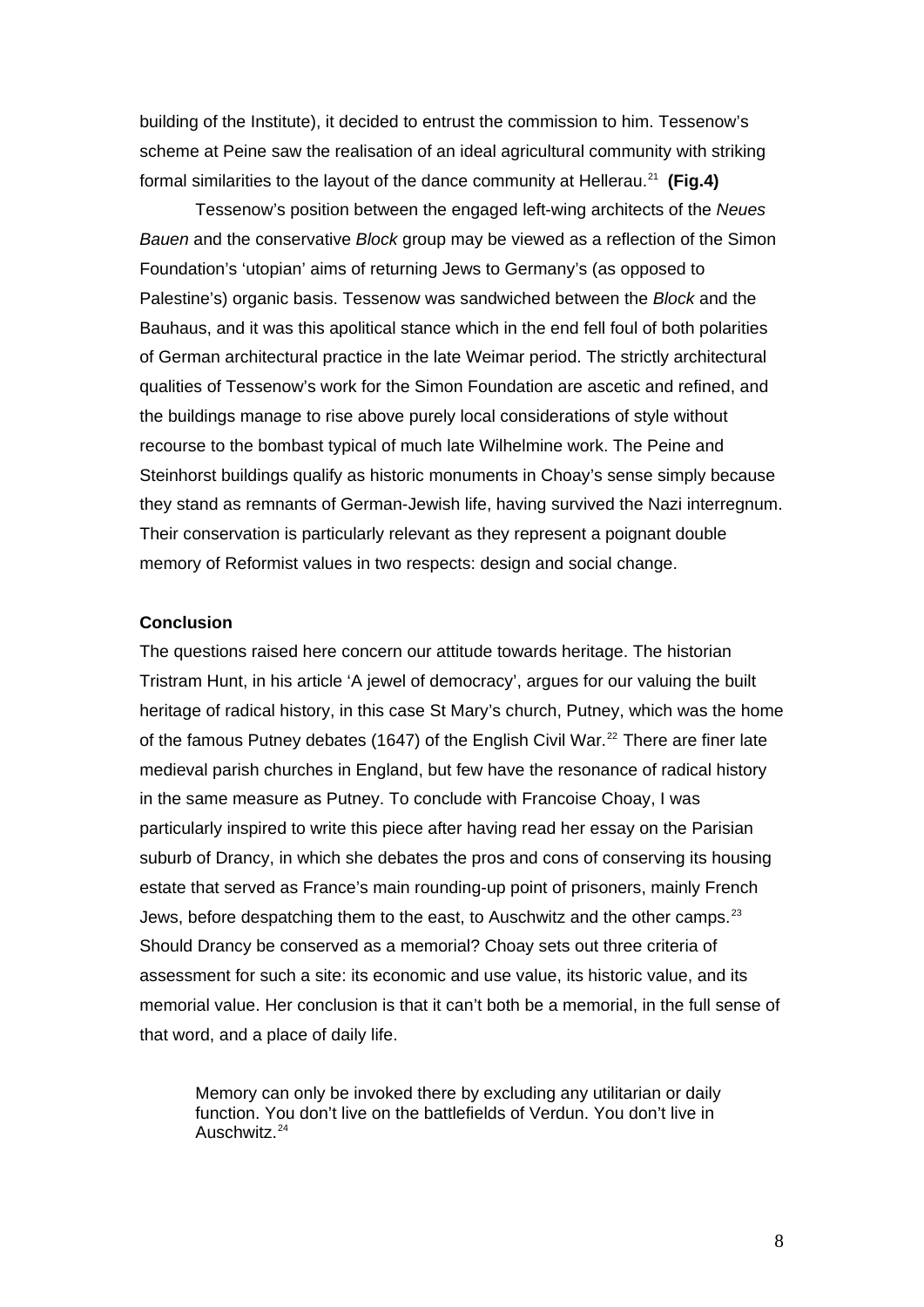building of the Institute), it decided to entrust the commission to him. Tessenow's scheme at Peine saw the realisation of an ideal agricultural community with striking formal similarities to the layout of the dance community at Hellerau.[21] **(Fig.4)**

Tessenow's position between the engaged left-wing architects of the *Neues Bauen* and the conservative *Block* group may be viewed as a reflection of the Simon Foundation's 'utopian' aims of returning Jews to Germany's (as opposed to Palestine's) organic basis. Tessenow was sandwiched between the *Block* and the Bauhaus, and it was this apolitical stance which in the end fell foul of both polarities of German architectural practice in the late Weimar period. The strictly architectural qualities of Tessenow's work for the Simon Foundation are ascetic and refined, and the buildings manage to rise above purely local considerations of style without recourse to the bombast typical of much late Wilhelmine work. The Peine and Steinhorst buildings qualify as historic monuments in Choay's sense simply because they stand as remnants of German-Jewish life, having survived the Nazi interregnum. Their conservation is particularly relevant as they represent a poignant double memory of Reformist values in two respects: design and social change.

**Conclusion**

The questions raised here concern our attitude towards heritage. The historian Tristram Hunt, in his article 'A jewel of democracy', argues for our valuing the built heritage of radical history, in this case St Mary's church, Putney, which was the home of the famous Putney debates (1647) of the English Civil War.[22] There are finer late medieval parish churches in England, but few have the resonance of radical history in the same measure as Putney. To conclude with Francoise Choay, I was particularly inspired to write this piece after having read her essay on the Parisian suburb of Drancy, in which she debates the pros and cons of conserving its housing estate that served as France's main rounding-up point of prisoners, mainly French Jews, before despatching them to the east, to Auschwitz and the other camps.[23] Should Drancy be conserved as a memorial? Choay sets out three criteria of assessment for such a site: its economic and use value, its historic value, and its memorial value. Her conclusion is that it can't both be a memorial, in the full sense of that word, and a place of daily life.

> Memory can only be invoked there by excluding any utilitarian or daily function. You don't live on the battlefields of Verdun. You don't live in Auschwitz.[24]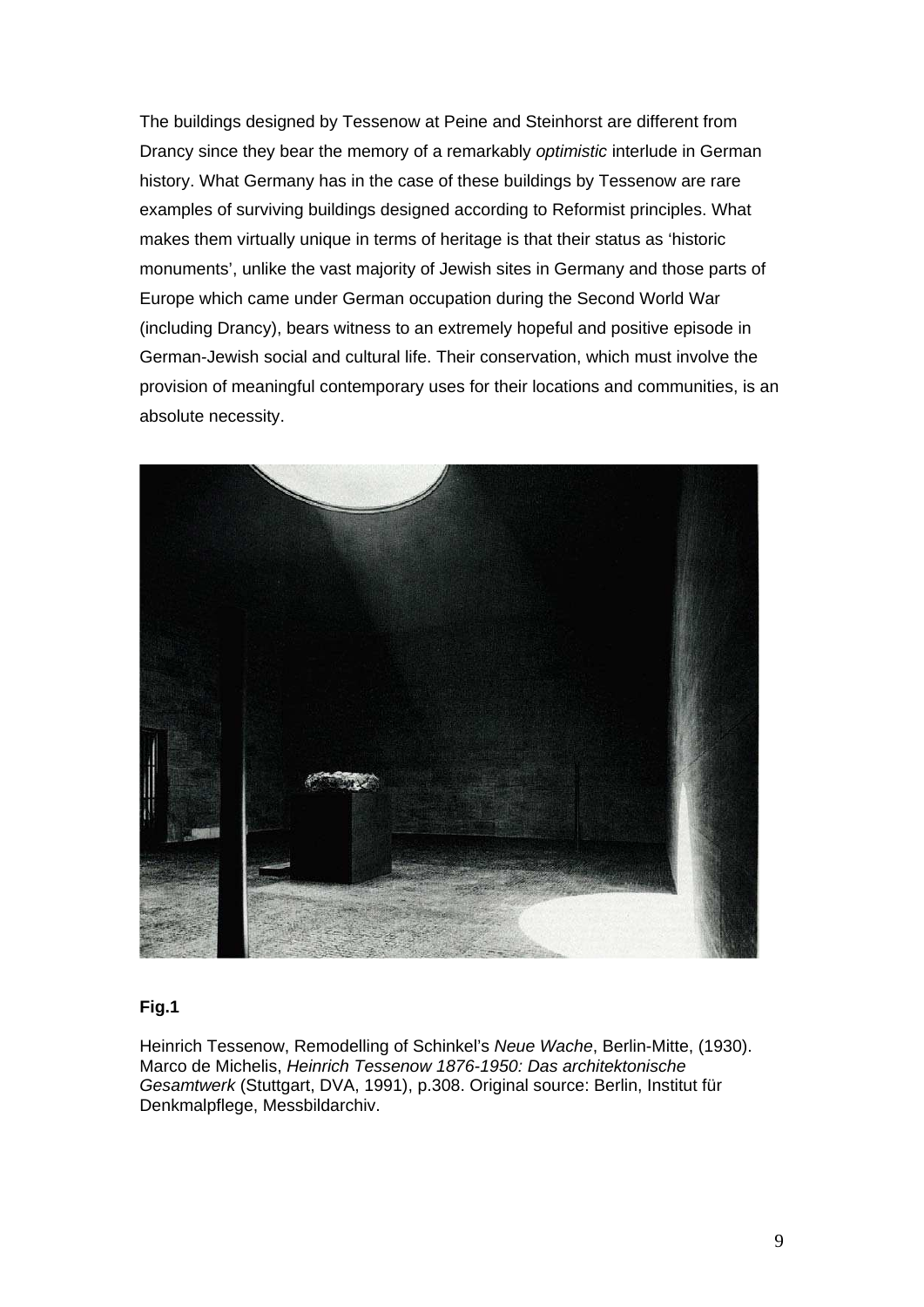The buildings designed by Tessenow at Peine and Steinhorst are different from Drancy since they bear the memory of a remarkably *optimistic* interlude in German history. What Germany has in the case of these buildings by Tessenow are rare examples of surviving buildings designed according to Reformist principles. What makes them virtually unique in terms of heritage is that their status as 'historic monuments', unlike the vast majority of Jewish sites in Germany and those parts of Europe which came under German occupation during the Second World War (including Drancy), bears witness to an extremely hopeful and positive episode in German-Jewish social and cultural life. Their conservation, which must involve the provision of meaningful contemporary uses for their locations and communities, is an absolute necessity.

**Fig.1**

Heinrich Tessenow, Remodelling of Schinkel's *Neue Wache*, Berlin-Mitte, (1930). Marco de Michelis, *Heinrich Tessenow 1876-1950: Das architektonische Gesamtwerk* (Stuttgart, DVA, 1991), p.308. Original source: Berlin, Institut für Denkmalpflege, Messbildarchiv.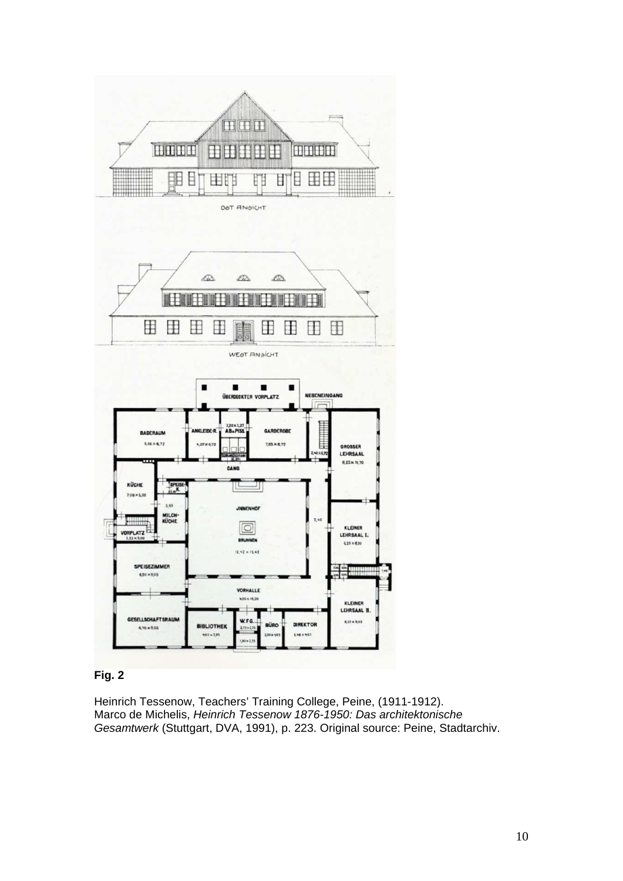**Fig. 2**

Heinrich Tessenow, Teachers' Training College, Peine, (1911-1912).
Marco de Michelis, *Heinrich Tessenow 1876-1950: Das architektonische Gesamtwerk* (Stuttgart, DVA, 1991), p. 223. Original source: Peine, Stadtarchiv.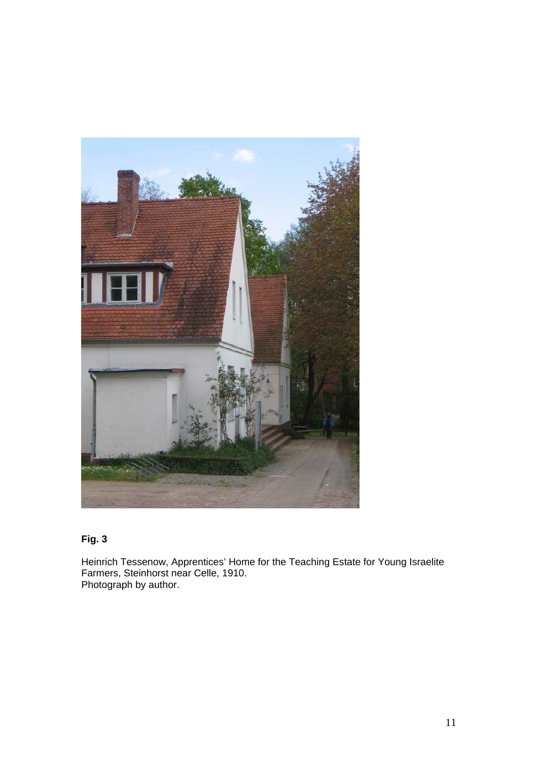**Fig. 3**

Heinrich Tessenow, Apprentices' Home for the Teaching Estate for Young Israelite Farmers, Steinhorst near Celle, 1910.
Photograph by author.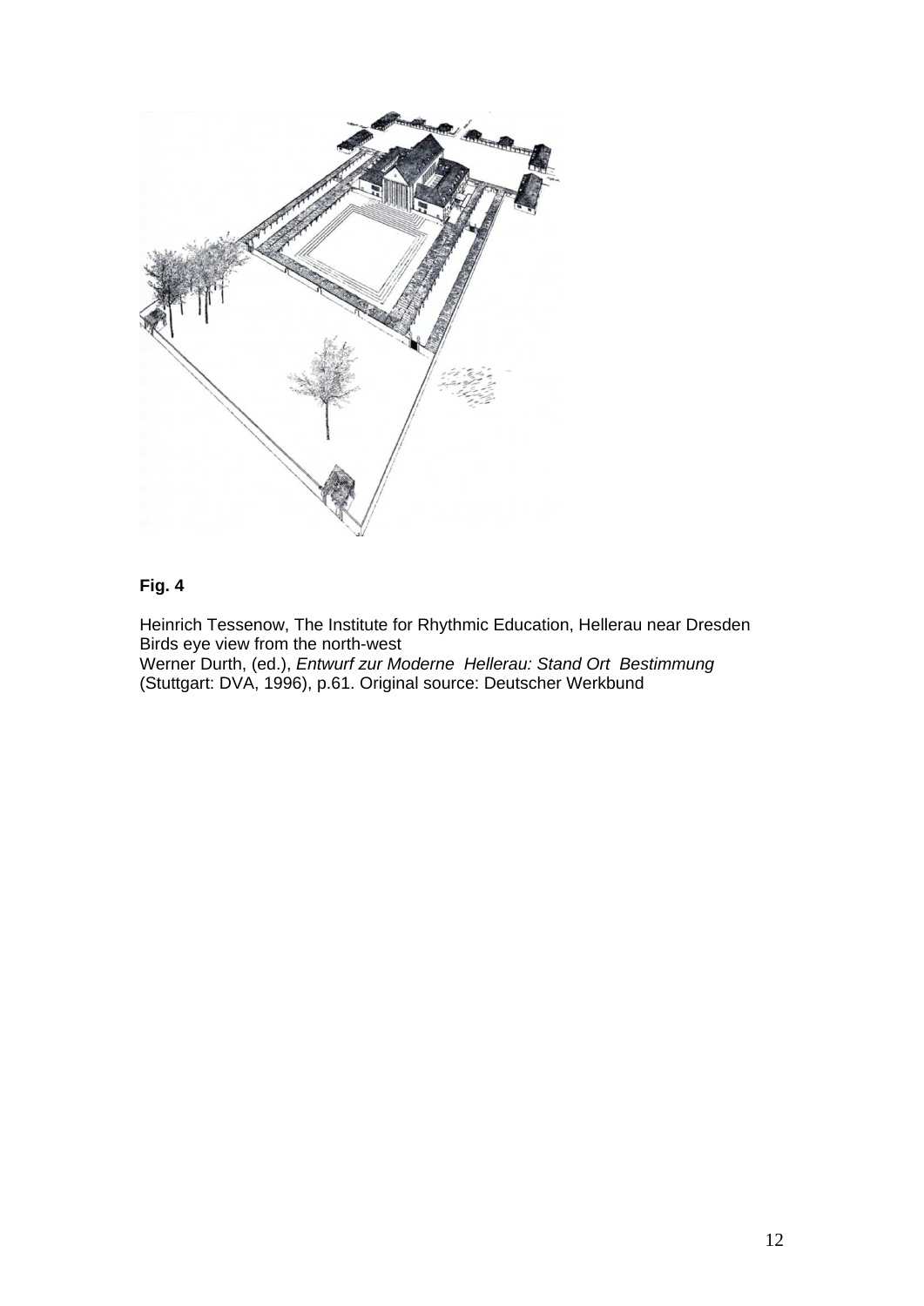**Fig. 4**

Heinrich Tessenow, The Institute for Rhythmic Education, Hellerau near Dresden
Birds eye view from the north-west
Werner Durth, (ed.), *Entwurf zur Moderne Hellerau: Stand Ort Bestimmung* (Stuttgart: DVA, 1996), p.61. Original source: Deutscher Werkbund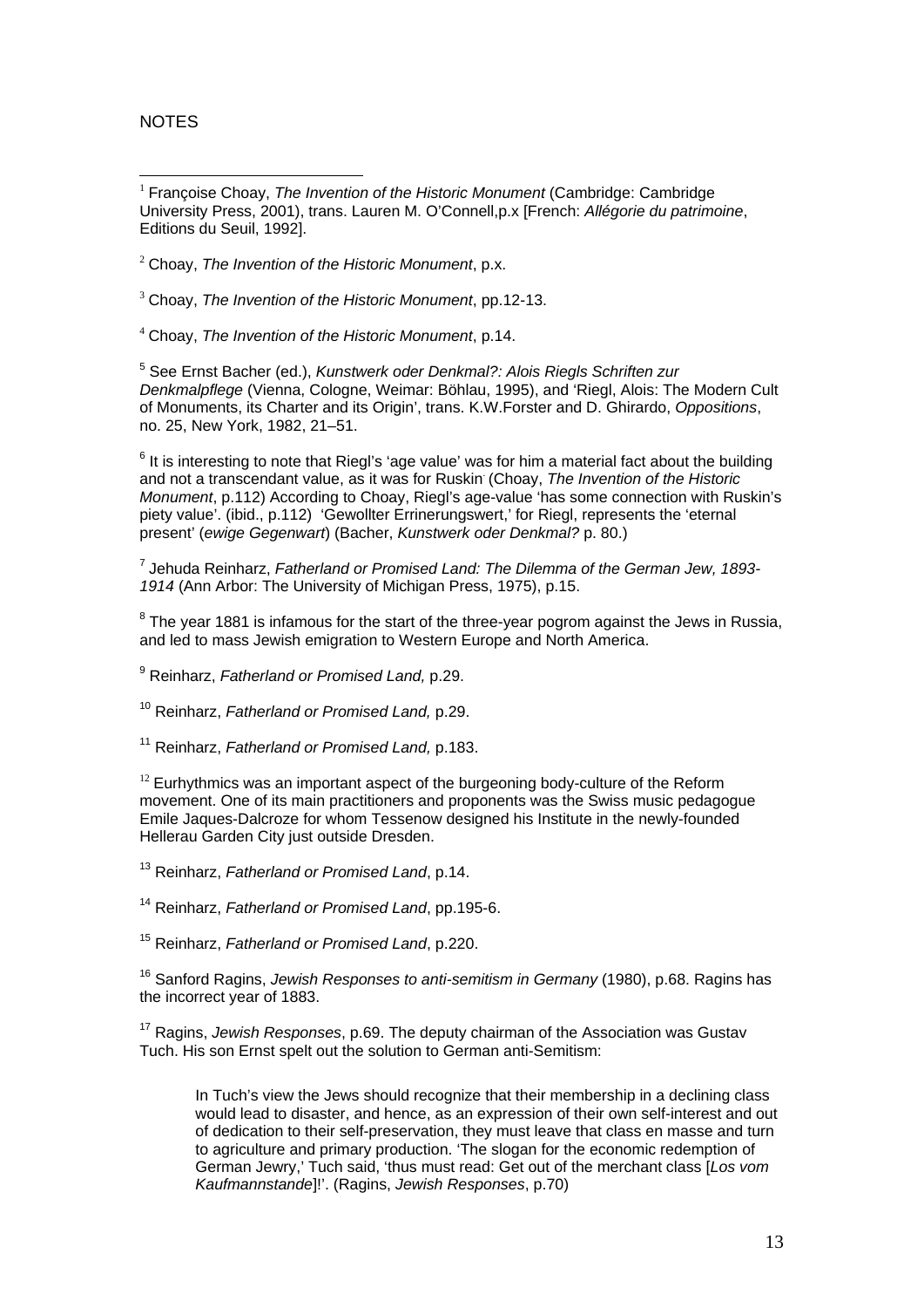NOTES

[1] Françoise Choay, *The Invention of the Historic Monument* (Cambridge: Cambridge University Press, 2001), trans. Lauren M. O'Connell,p.x [French: *Allégorie du patrimoine*, Editions du Seuil, 1992].

[2] Choay, *The Invention of the Historic Monument*, p.x.

[3] Choay, *The Invention of the Historic Monument*, pp.12-13.

[4] Choay, *The Invention of the Historic Monument*, p.14.

[5] See Ernst Bacher (ed.), *Kunstwerk oder Denkmal?: Alois Riegls Schriften zur Denkmalpflege* (Vienna, Cologne, Weimar: Böhlau, 1995), and 'Riegl, Alois: The Modern Cult of Monuments, its Charter and its Origin', trans. K.W.Forster and D. Ghirardo, *Oppositions*, no. 25, New York, 1982, 21–51.

[6] It is interesting to note that Riegl's 'age value' was for him a material fact about the building and not a transcendant value, as it was for Ruskin. (Choay, *The Invention of the Historic Monument*, p.112) According to Choay, Riegl's age-value 'has some connection with Ruskin's piety value'. (ibid., p.112) 'Gewollter Errinerungswert,' for Riegl, represents the 'eternal present' (*ewige Gegenwart*) (Bacher, *Kunstwerk oder Denkmal?* p. 80.)

[7] Jehuda Reinharz, *Fatherland or Promised Land: The Dilemma of the German Jew, 1893-1914* (Ann Arbor: The University of Michigan Press, 1975), p.15.

[8] The year 1881 is infamous for the start of the three-year pogrom against the Jews in Russia, and led to mass Jewish emigration to Western Europe and North America.

[9] Reinharz, *Fatherland or Promised Land,* p.29.

[10] Reinharz, *Fatherland or Promised Land,* p.29.

[11] Reinharz, *Fatherland or Promised Land,* p.183.

[12] Eurhythmics was an important aspect of the burgeoning body-culture of the Reform movement. One of its main practitioners and proponents was the Swiss music pedagogue Emile Jaques-Dalcroze for whom Tessenow designed his Institute in the newly-founded Hellerau Garden City just outside Dresden.

[13] Reinharz, *Fatherland or Promised Land*, p.14.

[14] Reinharz, *Fatherland or Promised Land*, pp.195-6.

[15] Reinharz, *Fatherland or Promised Land*, p.220.

[16] Sanford Ragins, *Jewish Responses to anti-semitism in Germany* (1980), p.68. Ragins has the incorrect year of 1883.

[17] Ragins, *Jewish Responses*, p.69. The deputy chairman of the Association was Gustav Tuch. His son Ernst spelt out the solution to German anti-Semitism:

> In Tuch's view the Jews should recognize that their membership in a declining class would lead to disaster, and hence, as an expression of their own self-interest and out of dedication to their self-preservation, they must leave that class en masse and turn to agriculture and primary production. 'The slogan for the economic redemption of German Jewry,' Tuch said, 'thus must read: Get out of the merchant class [*Los vom Kaufmannstande*]!'. (Ragins, *Jewish Responses*, p.70)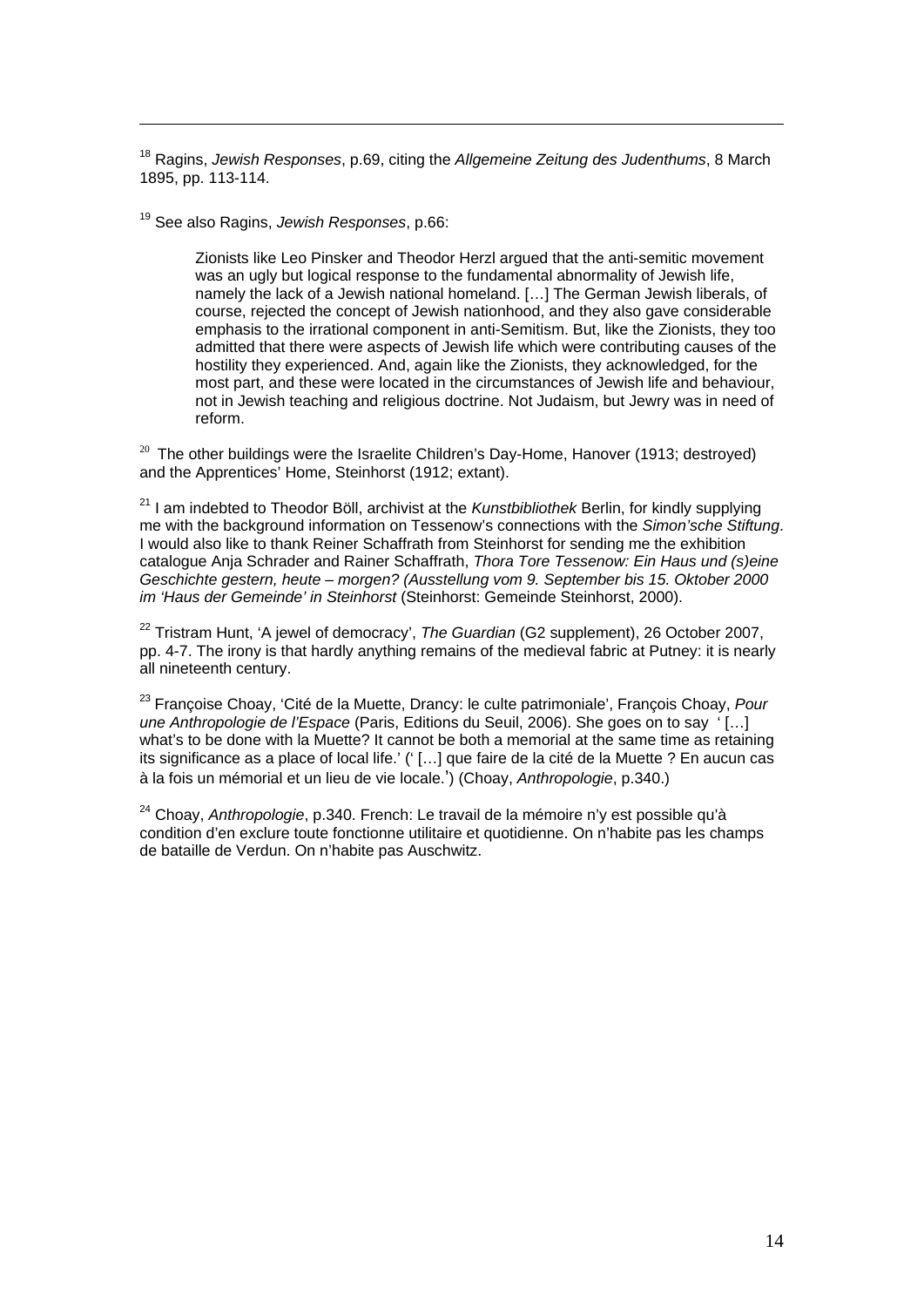[18] Ragins, *Jewish Responses*, p.69, citing the *Allgemeine Zeitung des Judenthums*, 8 March 1895, pp. 113-114.

[19] See also Ragins, *Jewish Responses*, p.66:

> Zionists like Leo Pinsker and Theodor Herzl argued that the anti-semitic movement was an ugly but logical response to the fundamental abnormality of Jewish life, namely the lack of a Jewish national homeland. […] The German Jewish liberals, of course, rejected the concept of Jewish nationhood, and they also gave considerable emphasis to the irrational component in anti-Semitism. But, like the Zionists, they too admitted that there were aspects of Jewish life which were contributing causes of the hostility they experienced. And, again like the Zionists, they acknowledged, for the most part, and these were located in the circumstances of Jewish life and behaviour, not in Jewish teaching and religious doctrine. Not Judaism, but Jewry was in need of reform.

[20] The other buildings were the Israelite Children's Day-Home, Hanover (1913; destroyed) and the Apprentices' Home, Steinhorst (1912; extant).

[21] I am indebted to Theodor Böll, archivist at the *Kunstbibliothek* Berlin, for kindly supplying me with the background information on Tessenow's connections with the *Simon'sche Stiftung*. I would also like to thank Reiner Schaffrath from Steinhorst for sending me the exhibition catalogue Anja Schrader and Rainer Schaffrath, *Thora Tore Tessenow: Ein Haus und (s)eine Geschichte gestern, heute – morgen? (Ausstellung vom 9. September bis 15. Oktober 2000 im 'Haus der Gemeinde' in Steinhorst* (Steinhorst: Gemeinde Steinhorst, 2000).

[22] Tristram Hunt, 'A jewel of democracy', *The Guardian* (G2 supplement), 26 October 2007, pp. 4-7. The irony is that hardly anything remains of the medieval fabric at Putney: it is nearly all nineteenth century.

[23] Françoise Choay, 'Cité de la Muette, Drancy: le culte patrimoniale', François Choay, *Pour une Anthropologie de l'Espace* (Paris, Editions du Seuil, 2006). She goes on to say ' […] what's to be done with la Muette? It cannot be both a memorial at the same time as retaining its significance as a place of local life.' (' […] que faire de la cité de la Muette ? En aucun cas à la fois un mémorial et un lieu de vie locale.') (Choay, *Anthropologie*, p.340.)

[24] Choay, *Anthropologie*, p.340. French: Le travail de la mémoire n'y est possible qu'à condition d'en exclure toute fonctionne utilitaire et quotidienne. On n'habite pas les champs de bataille de Verdun. On n'habite pas Auschwitz.